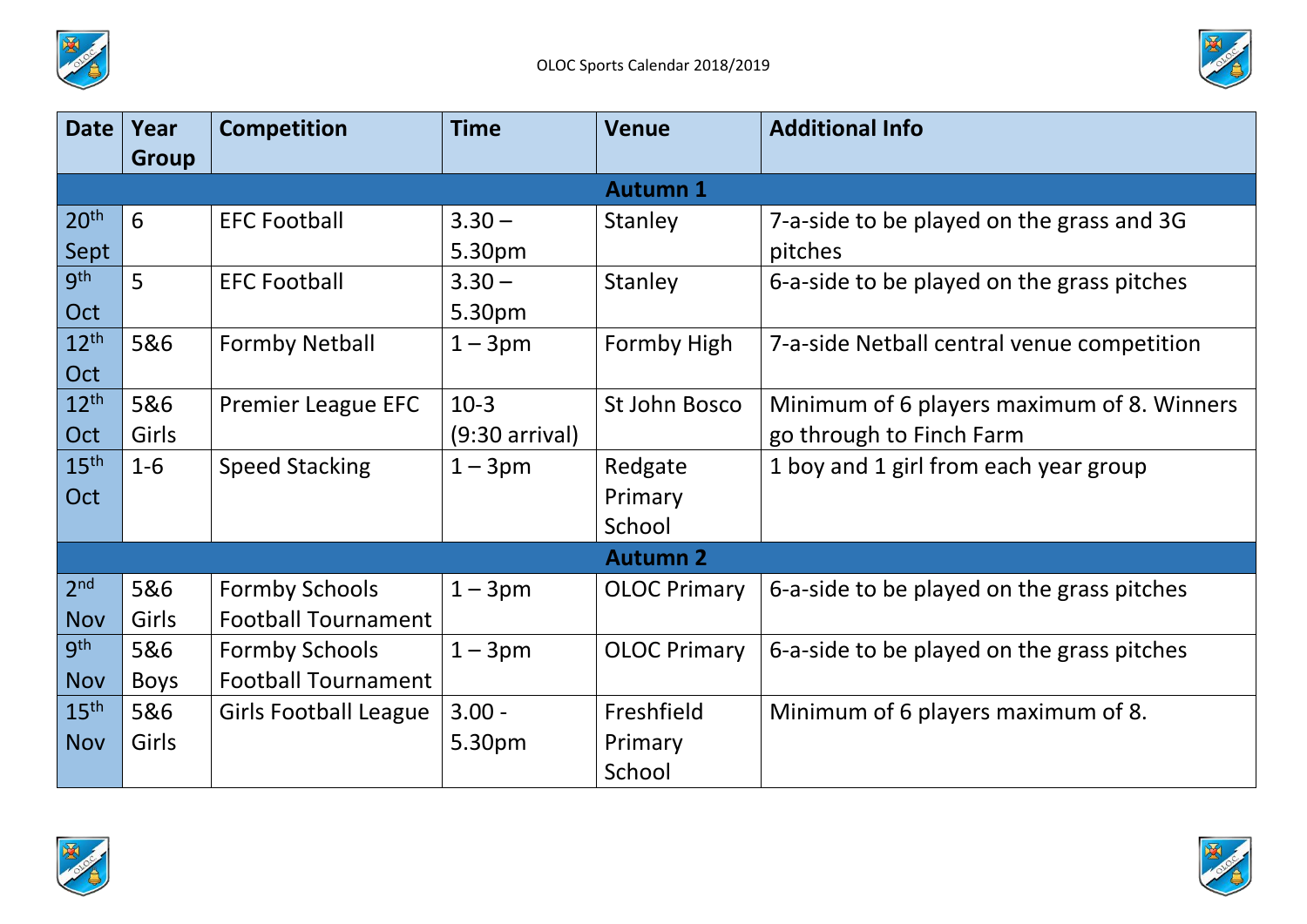# OLOC Sports Calendar 2018/2019

| Date | Year Group | Competition | Time | Venue | Additional Info |
|---|---|---|---|---|---|
| **Autumn 1** | | | | | |
| 20th Sept | 6 | EFC Football | 3.30 – 5.30pm | Stanley | 7-a-side to be played on the grass and 3G pitches |
| 9th Oct | 5 | EFC Football | 3.30 – 5.30pm | Stanley | 6-a-side to be played on the grass pitches |
| 12th Oct | 5&6 | Formby Netball | 1 – 3pm | Formby High | 7-a-side Netball central venue competition |
| 12th Oct | 5&6 Girls | Premier League EFC | 10-3 (9:30 arrival) | St John Bosco | Minimum of 6 players maximum of 8. Winners go through to Finch Farm |
| 15th Oct | 1-6 | Speed Stacking | 1 – 3pm | Redgate Primary School | 1 boy and 1 girl from each year group |
| **Autumn 2** | | | | | |
| 2nd Nov | 5&6 Girls | Formby Schools Football Tournament | 1 – 3pm | OLOC Primary | 6-a-side to be played on the grass pitches |
| 9th Nov | 5&6 Boys | Formby Schools Football Tournament | 1 – 3pm | OLOC Primary | 6-a-side to be played on the grass pitches |
| 15th Nov | 5&6 Girls | Girls Football League | 3.00 - 5.30pm | Freshfield Primary School | Minimum of 6 players maximum of 8. |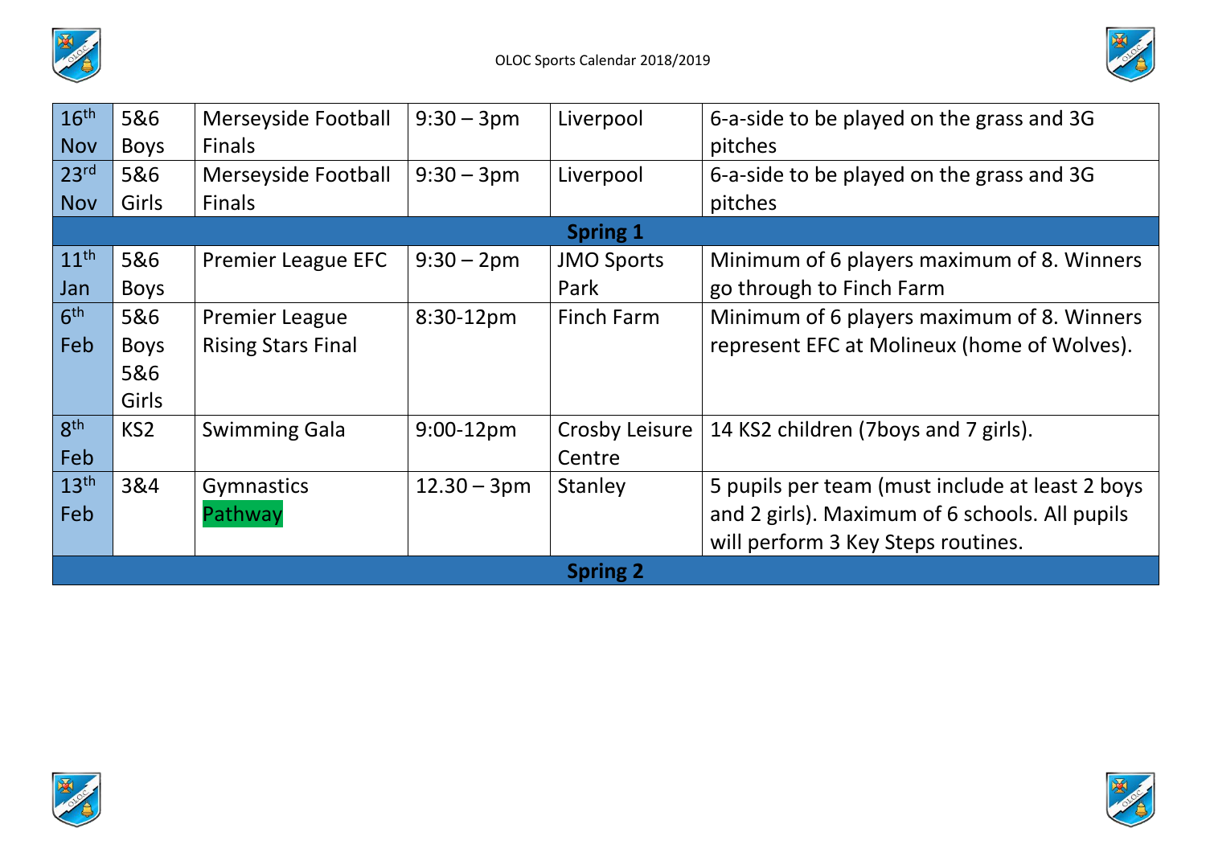| 16th Nov | 5&6 Boys | Merseyside Football Finals | 9:30 – 3pm | Liverpool | 6-a-side to be played on the grass and 3G pitches |
|---|---|---|---|---|---|
| 23rd Nov | 5&6 Girls | Merseyside Football Finals | 9:30 – 3pm | Liverpool | 6-a-side to be played on the grass and 3G pitches |
| **Spring 1** | | | | | |
| 11th Jan | 5&6 Boys | Premier League EFC | 9:30 – 2pm | JMO Sports Park | Minimum of 6 players maximum of 8. Winners go through to Finch Farm |
| 6th Feb | 5&6 Boys 5&6 Girls | Premier League Rising Stars Final | 8:30-12pm | Finch Farm | Minimum of 6 players maximum of 8. Winners represent EFC at Molineux (home of Wolves). |
| 8th Feb | KS2 | Swimming Gala | 9:00-12pm | Crosby Leisure Centre | 14 KS2 children (7boys and 7 girls). |
| 13th Feb | 3&4 | Gymnastics Pathway | 12.30 – 3pm | Stanley | 5 pupils per team (must include at least 2 boys and 2 girls). Maximum of 6 schools. All pupils will perform 3 Key Steps routines. |
| **Spring 2** | | | | | |